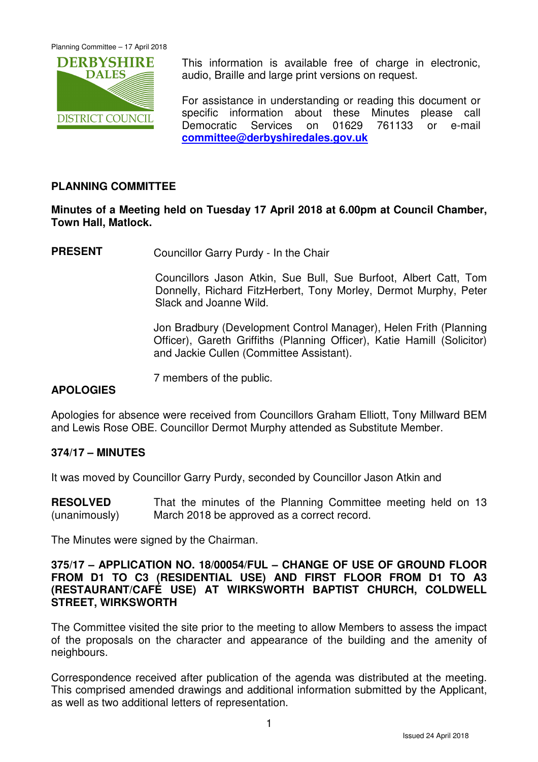This information is available free of charge in electronic, audio, Braille and large print versions on request.

For assistance in understanding or reading this document or specific information about these Minutes please call Democratic Services on 01629 761133 or e-mail **committee@derbyshiredales.gov.uk**

## PLANNING COMMITTEE

**Minutes of a Meeting held on Tuesday 17 April 2018 at 6.00pm at Council Chamber, Town Hall, Matlock.**

**PRESENT** Councillor Garry Purdy - In the Chair

Councillors Jason Atkin, Sue Bull, Sue Burfoot, Albert Catt, Tom Donnelly, Richard FitzHerbert, Tony Morley, Dermot Murphy, Peter Slack and Joanne Wild.

Jon Bradbury (Development Control Manager), Helen Frith (Planning Officer), Gareth Griffiths (Planning Officer), Katie Hamill (Solicitor) and Jackie Cullen (Committee Assistant).

7 members of the public.

**APOLOGIES**

Apologies for absence were received from Councillors Graham Elliott, Tony Millward BEM and Lewis Rose OBE. Councillor Dermot Murphy attended as Substitute Member.

**374/17 – MINUTES**

It was moved by Councillor Garry Purdy, seconded by Councillor Jason Atkin and

**RESOLVED** (unanimously) That the minutes of the Planning Committee meeting held on 13 March 2018 be approved as a correct record.

The Minutes were signed by the Chairman.

**375/17 – APPLICATION NO. 18/00054/FUL – CHANGE OF USE OF GROUND FLOOR FROM D1 TO C3 (RESIDENTIAL USE) AND FIRST FLOOR FROM D1 TO A3 (RESTAURANT/CAFÉ USE) AT WIRKSWORTH BAPTIST CHURCH, COLDWELL STREET, WIRKSWORTH**

The Committee visited the site prior to the meeting to allow Members to assess the impact of the proposals on the character and appearance of the building and the amenity of neighbours.

Correspondence received after publication of the agenda was distributed at the meeting. This comprised amended drawings and additional information submitted by the Applicant, as well as two additional letters of representation.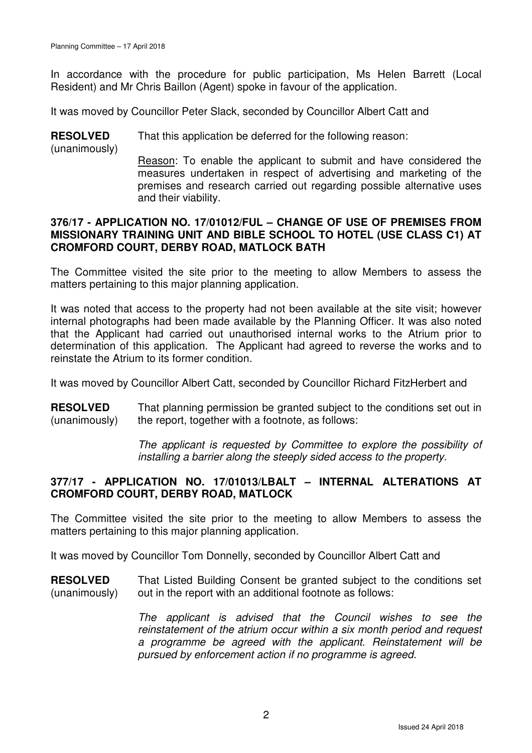In accordance with the procedure for public participation, Ms Helen Barrett (Local Resident) and Mr Chris Baillon (Agent) spoke in favour of the application.

It was moved by Councillor Peter Slack, seconded by Councillor Albert Catt and

**RESOLVED** (unanimously) That this application be deferred for the following reason:

Reason: To enable the applicant to submit and have considered the measures undertaken in respect of advertising and marketing of the premises and research carried out regarding possible alternative uses and their viability.

**376/17 - APPLICATION NO. 17/01012/FUL – CHANGE OF USE OF PREMISES FROM MISSIONARY TRAINING UNIT AND BIBLE SCHOOL TO HOTEL (USE CLASS C1) AT CROMFORD COURT, DERBY ROAD, MATLOCK BATH**

The Committee visited the site prior to the meeting to allow Members to assess the matters pertaining to this major planning application.

It was noted that access to the property had not been available at the site visit; however internal photographs had been made available by the Planning Officer. It was also noted that the Applicant had carried out unauthorised internal works to the Atrium prior to determination of this application. The Applicant had agreed to reverse the works and to reinstate the Atrium to its former condition.

It was moved by Councillor Albert Catt, seconded by Councillor Richard FitzHerbert and

**RESOLVED** (unanimously) That planning permission be granted subject to the conditions set out in the report, together with a footnote, as follows:

*The applicant is requested by Committee to explore the possibility of installing a barrier along the steeply sided access to the property.*

**377/17 - APPLICATION NO. 17/01013/LBALT – INTERNAL ALTERATIONS AT CROMFORD COURT, DERBY ROAD, MATLOCK**

The Committee visited the site prior to the meeting to allow Members to assess the matters pertaining to this major planning application.

It was moved by Councillor Tom Donnelly, seconded by Councillor Albert Catt and

**RESOLVED** (unanimously) That Listed Building Consent be granted subject to the conditions set out in the report with an additional footnote as follows:

*The applicant is advised that the Council wishes to see the reinstatement of the atrium occur within a six month period and request a programme be agreed with the applicant. Reinstatement will be pursued by enforcement action if no programme is agreed.*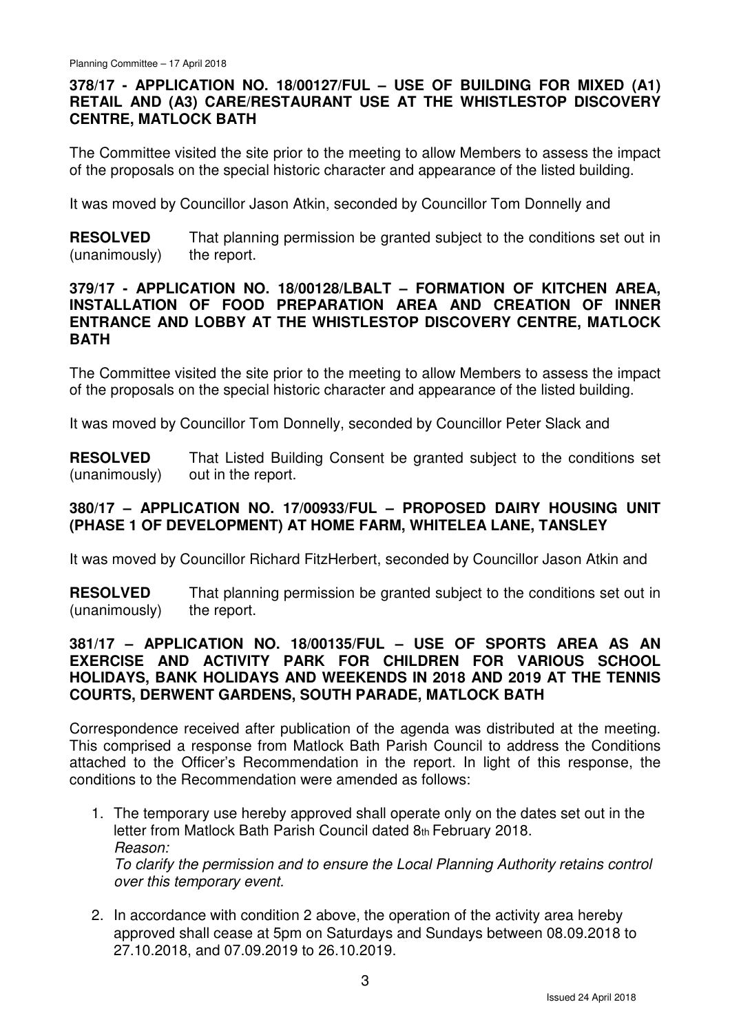**378/17 - APPLICATION NO. 18/00127/FUL – USE OF BUILDING FOR MIXED (A1) RETAIL AND (A3) CARE/RESTAURANT USE AT THE WHISTLESTOP DISCOVERY CENTRE, MATLOCK BATH**

The Committee visited the site prior to the meeting to allow Members to assess the impact of the proposals on the special historic character and appearance of the listed building.

It was moved by Councillor Jason Atkin, seconded by Councillor Tom Donnelly and

**RESOLVED** (unanimously) That planning permission be granted subject to the conditions set out in the report.

**379/17 - APPLICATION NO. 18/00128/LBALT – FORMATION OF KITCHEN AREA, INSTALLATION OF FOOD PREPARATION AREA AND CREATION OF INNER ENTRANCE AND LOBBY AT THE WHISTLESTOP DISCOVERY CENTRE, MATLOCK BATH**

The Committee visited the site prior to the meeting to allow Members to assess the impact of the proposals on the special historic character and appearance of the listed building.

It was moved by Councillor Tom Donnelly, seconded by Councillor Peter Slack and

**RESOLVED** (unanimously) That Listed Building Consent be granted subject to the conditions set out in the report.

**380/17 – APPLICATION NO. 17/00933/FUL – PROPOSED DAIRY HOUSING UNIT (PHASE 1 OF DEVELOPMENT) AT HOME FARM, WHITELEA LANE, TANSLEY**

It was moved by Councillor Richard FitzHerbert, seconded by Councillor Jason Atkin and

**RESOLVED** (unanimously) That planning permission be granted subject to the conditions set out in the report.

**381/17 – APPLICATION NO. 18/00135/FUL – USE OF SPORTS AREA AS AN EXERCISE AND ACTIVITY PARK FOR CHILDREN FOR VARIOUS SCHOOL HOLIDAYS, BANK HOLIDAYS AND WEEKENDS IN 2018 AND 2019 AT THE TENNIS COURTS, DERWENT GARDENS, SOUTH PARADE, MATLOCK BATH**

Correspondence received after publication of the agenda was distributed at the meeting. This comprised a response from Matlock Bath Parish Council to address the Conditions attached to the Officer's Recommendation in the report. In light of this response, the conditions to the Recommendation were amended as follows:

1. The temporary use hereby approved shall operate only on the dates set out in the letter from Matlock Bath Parish Council dated 8th February 2018.
   *Reason:*
   *To clarify the permission and to ensure the Local Planning Authority retains control over this temporary event.*

2. In accordance with condition 2 above, the operation of the activity area hereby approved shall cease at 5pm on Saturdays and Sundays between 08.09.2018 to 27.10.2018, and 07.09.2019 to 26.10.2019.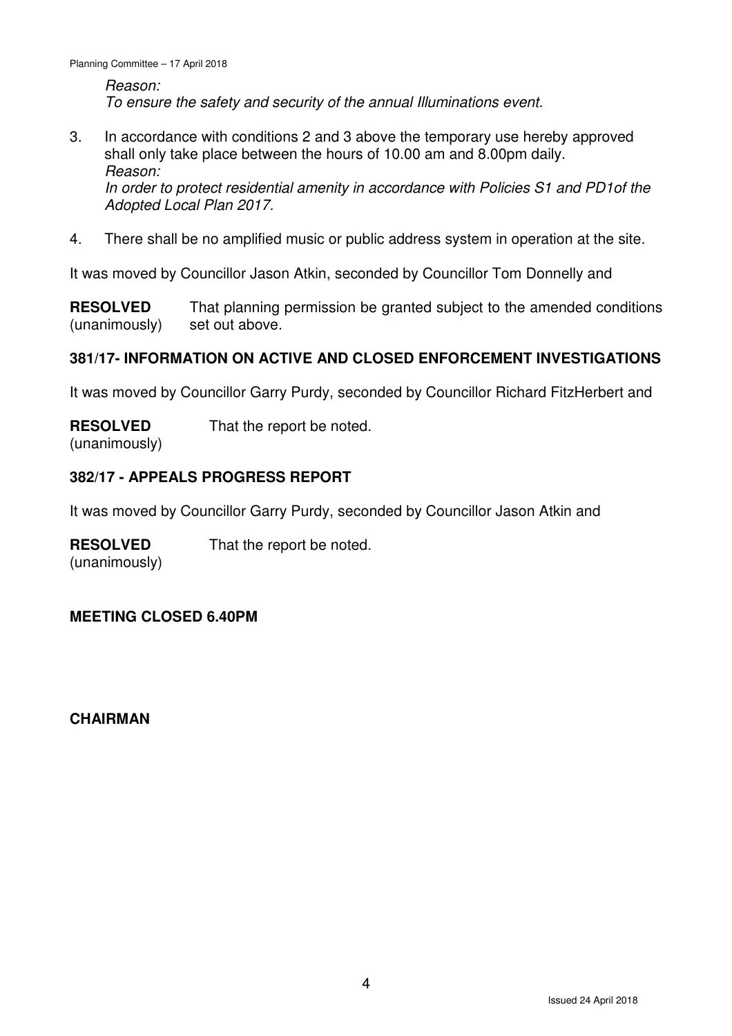*Reason:*
*To ensure the safety and security of the annual Illuminations event.*

3. In accordance with conditions 2 and 3 above the temporary use hereby approved shall only take place between the hours of 10.00 am and 8.00pm daily.
   *Reason:*
   *In order to protect residential amenity in accordance with Policies S1 and PD1of the Adopted Local Plan 2017.*

4. There shall be no amplified music or public address system in operation at the site.

It was moved by Councillor Jason Atkin, seconded by Councillor Tom Donnelly and

**RESOLVED** (unanimously) That planning permission be granted subject to the amended conditions set out above.

## 381/17- INFORMATION ON ACTIVE AND CLOSED ENFORCEMENT INVESTIGATIONS

It was moved by Councillor Garry Purdy, seconded by Councillor Richard FitzHerbert and

**RESOLVED** (unanimously) That the report be noted.

## 382/17 - APPEALS PROGRESS REPORT

It was moved by Councillor Garry Purdy, seconded by Councillor Jason Atkin and

**RESOLVED** (unanimously) That the report be noted.

**MEETING CLOSED 6.40PM**

**CHAIRMAN**

Issued 24 April 2018